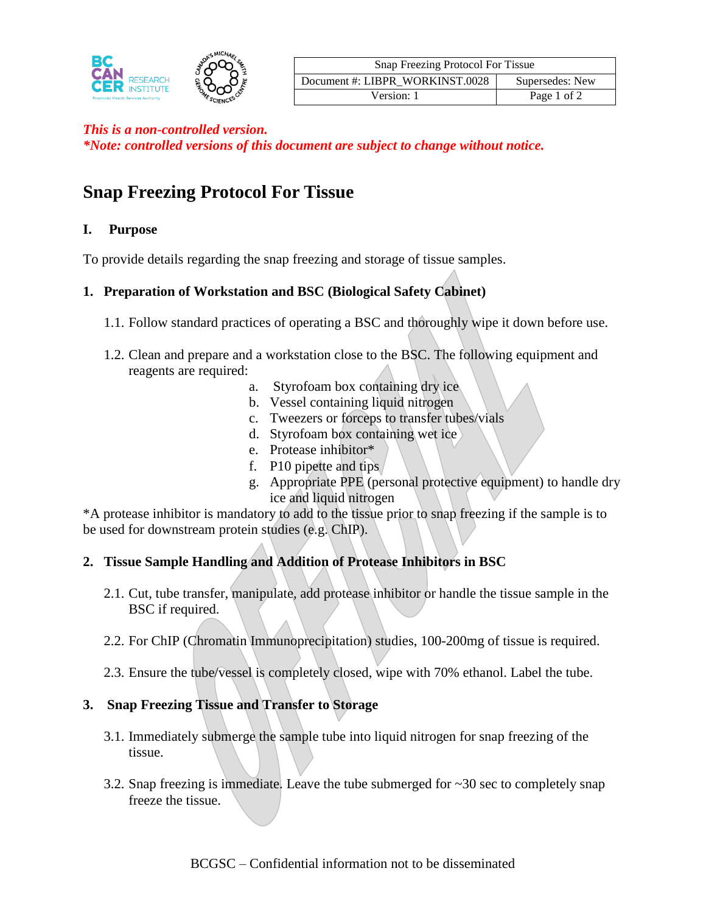| Snap Freezing Protocol For Tissue | |
|---|---|
| Document #: LIBPR_WORKINST.0028 | Supersedes: New |
| Version: 1 | Page 1 of 2 |

***This is a non-controlled version.***
***\*Note: controlled versions of this document are subject to change without notice.***

# Snap Freezing Protocol For Tissue

## I. Purpose

To provide details regarding the snap freezing and storage of tissue samples.

### 1. Preparation of Workstation and BSC (Biological Safety Cabinet)

1.1. Follow standard practices of operating a BSC and thoroughly wipe it down before use.

1.2. Clean and prepare and a workstation close to the BSC. The following equipment and reagents are required:

a. Styrofoam box containing dry ice
b. Vessel containing liquid nitrogen
c. Tweezers or forceps to transfer tubes/vials
d. Styrofoam box containing wet ice
e. Protease inhibitor*
f. P10 pipette and tips
g. Appropriate PPE (personal protective equipment) to handle dry ice and liquid nitrogen

*A protease inhibitor is mandatory to add to the tissue prior to snap freezing if the sample is to be used for downstream protein studies (e.g. ChIP).

### 2. Tissue Sample Handling and Addition of Protease Inhibitors in BSC

2.1. Cut, tube transfer, manipulate, add protease inhibitor or handle the tissue sample in the BSC if required.

2.2. For ChIP (Chromatin Immunoprecipitation) studies, 100-200mg of tissue is required.

2.3. Ensure the tube/vessel is completely closed, wipe with 70% ethanol. Label the tube.

### 3. Snap Freezing Tissue and Transfer to Storage

3.1. Immediately submerge the sample tube into liquid nitrogen for snap freezing of the tissue.

3.2. Snap freezing is immediate. Leave the tube submerged for ~30 sec to completely snap freeze the tissue.

BCGSC – Confidential information not to be disseminated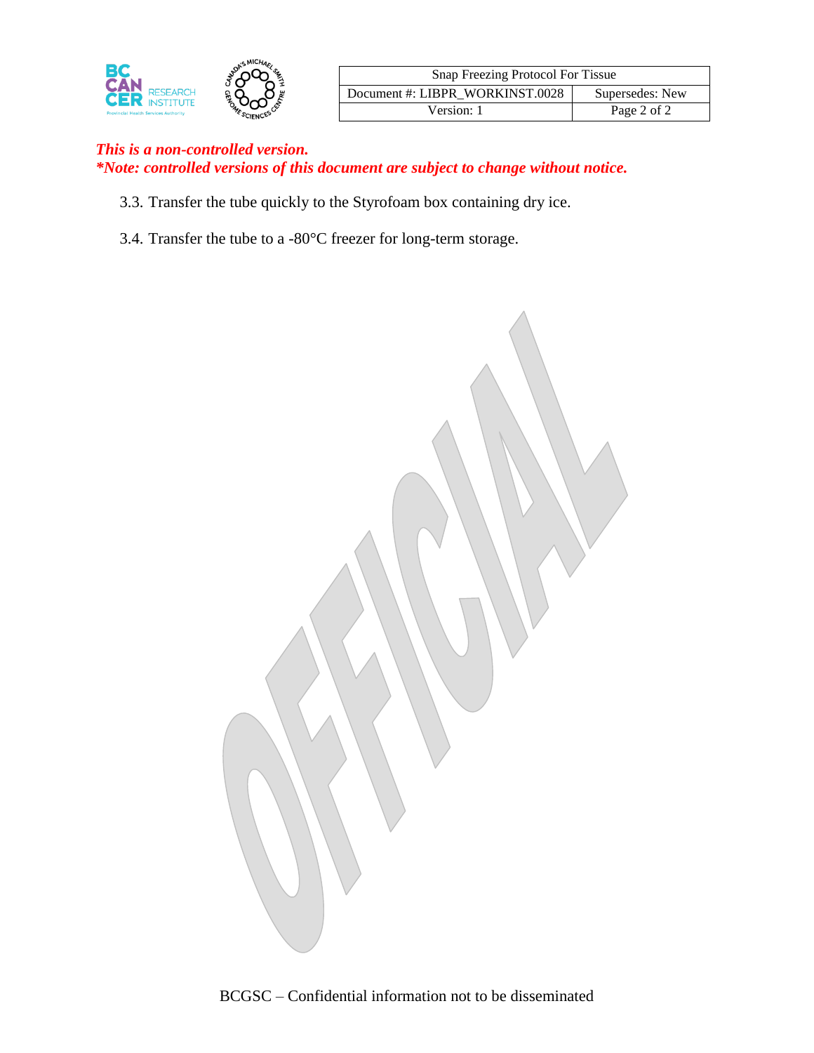*This is a non-controlled version.*
***Note: controlled versions of this document are subject to change without notice.***

3.3. Transfer the tube quickly to the Styrofoam box containing dry ice.

3.4. Transfer the tube to a -80°C freezer for long-term storage.